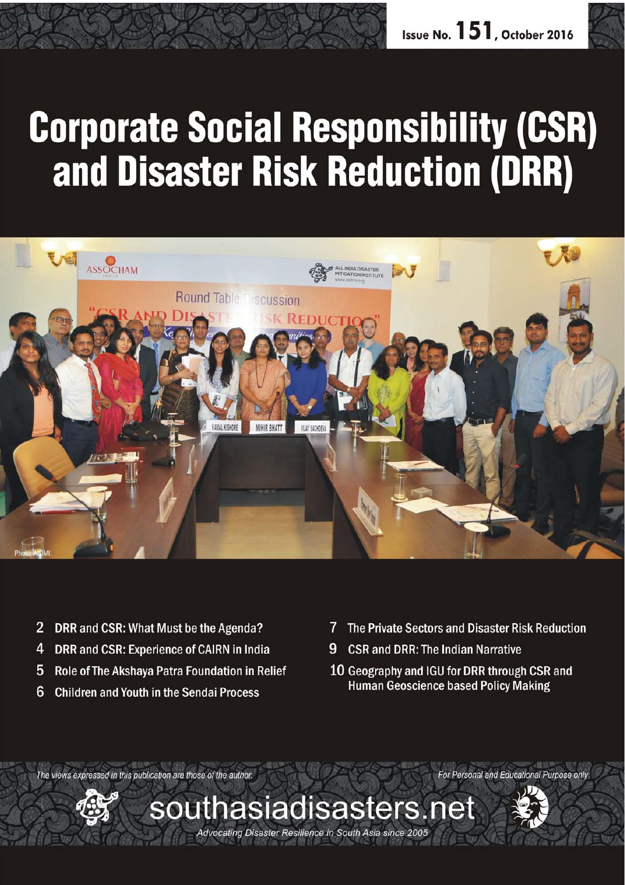Issue No. 151, October 2016

# Corporate Social Responsibility (CSR) and Disaster Risk Reduction (DRR)

Photo: AIDMI.

- 2 DRR and CSR: What Must be the Agenda?
- 4 DRR and CSR: Experience of CAIRN in India
- 5 Role of The Akshaya Patra Foundation in Relief
- 6 Children and Youth in the Sendai Process
- 7 The Private Sectors and Disaster Risk Reduction
- 9 CSR and DRR: The Indian Narrative
- 10 Geography and IGU for DRR through CSR and Human Geoscience based Policy Making

*The views expressed in this publication are those of the author.*

*For Personal and Educational Purpose only*

southasiadisasters.net

*Advocating Disaster Resilience in South Asia since 2005*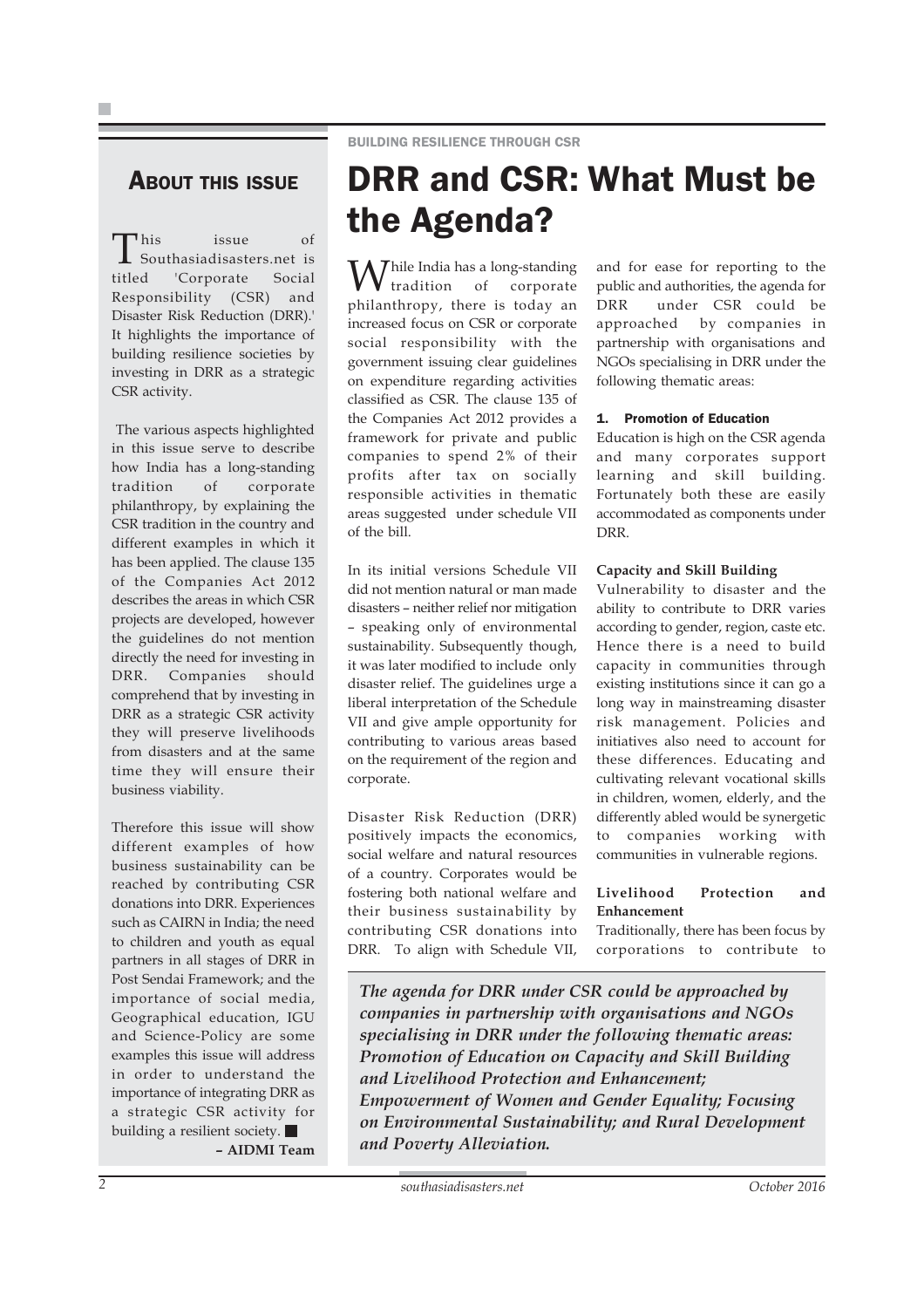## About this issue

This issue of Southasiadisasters.net is titled 'Corporate Social Responsibility (CSR) and Disaster Risk Reduction (DRR).' It highlights the importance of building resilience societies by investing in DRR as a strategic CSR activity.

The various aspects highlighted in this issue serve to describe how India has a long-standing tradition of corporate philanthropy, by explaining the CSR tradition in the country and different examples in which it has been applied. The clause 135 of the Companies Act 2012 describes the areas in which CSR projects are developed, however the guidelines do not mention directly the need for investing in DRR. Companies should comprehend that by investing in DRR as a strategic CSR activity they will preserve livelihoods from disasters and at the same time they will ensure their business viability.

Therefore this issue will show different examples of how business sustainability can be reached by contributing CSR donations into DRR. Experiences such as CAIRN in India; the need to children and youth as equal partners in all stages of DRR in Post Sendai Framework; and the importance of social media, Geographical education, IGU and Science-Policy are some examples this issue will address in order to understand the importance of integrating DRR as a strategic CSR activity for building a resilient society. ■

**– AIDMI Team**

BUILDING RESILIENCE THROUGH CSR

# DRR and CSR: What Must be the Agenda?

While India has a long-standing tradition of corporate philanthropy, there is today an increased focus on CSR or corporate social responsibility with the government issuing clear guidelines on expenditure regarding activities classified as CSR. The clause 135 of the Companies Act 2012 provides a framework for private and public companies to spend 2% of their profits after tax on socially responsible activities in thematic areas suggested under schedule VII of the bill.

In its initial versions Schedule VII did not mention natural or man made disasters – neither relief nor mitigation – speaking only of environmental sustainability. Subsequently though, it was later modified to include only disaster relief. The guidelines urge a liberal interpretation of the Schedule VII and give ample opportunity for contributing to various areas based on the requirement of the region and corporate.

Disaster Risk Reduction (DRR) positively impacts the economics, social welfare and natural resources of a country. Corporates would be fostering both national welfare and their business sustainability by contributing CSR donations into DRR. To align with Schedule VII, and for ease for reporting to the public and authorities, the agenda for DRR under CSR could be approached by companies in partnership with organisations and NGOs specialising in DRR under the following thematic areas:

### 1. Promotion of Education

Education is high on the CSR agenda and many corporates support learning and skill building. Fortunately both these are easily accommodated as components under DRR.

**Capacity and Skill Building**

Vulnerability to disaster and the ability to contribute to DRR varies according to gender, region, caste etc. Hence there is a need to build capacity in communities through existing institutions since it can go a long way in mainstreaming disaster risk management. Policies and initiatives also need to account for these differences. Educating and cultivating relevant vocational skills in children, women, elderly, and the differently abled would be synergetic to companies working with communities in vulnerable regions.

**Livelihood Protection and Enhancement**

Traditionally, there has been focus by corporations to contribute to

***The agenda for DRR under CSR could be approached by companies in partnership with organisations and NGOs specialising in DRR under the following thematic areas: Promotion of Education on Capacity and Skill Building and Livelihood Protection and Enhancement; Empowerment of Women and Gender Equality; Focusing on Environmental Sustainability; and Rural Development and Poverty Alleviation.***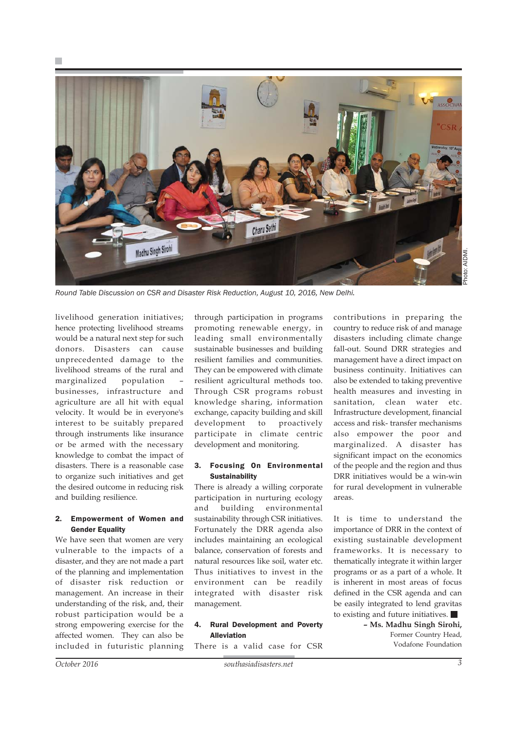Round Table Discussion on CSR and Disaster Risk Reduction, August 10, 2016, New Delhi.

livelihood generation initiatives; hence protecting livelihood streams would be a natural next step for such donors. Disasters can cause unprecedented damage to the livelihood streams of the rural and marginalized population – businesses, infrastructure and agriculture are all hit with equal velocity. It would be in everyone's interest to be suitably prepared through instruments like insurance or be armed with the necessary knowledge to combat the impact of disasters. There is a reasonable case to organize such initiatives and get the desired outcome in reducing risk and building resilience.

**2. Empowerment of Women and Gender Equality**

We have seen that women are very vulnerable to the impacts of a disaster, and they are not made a part of the planning and implementation of disaster risk reduction or management. An increase in their understanding of the risk, and, their robust participation would be a strong empowering exercise for the affected women. They can also be included in futuristic planning through participation in programs promoting renewable energy, in leading small environmentally sustainable businesses and building resilient families and communities. They can be empowered with climate resilient agricultural methods too. Through CSR programs robust knowledge sharing, information exchange, capacity building and skill development to proactively participate in climate centric development and monitoring.

**3. Focusing On Environmental Sustainability**

There is already a willing corporate participation in nurturing ecology and building environmental sustainability through CSR initiatives. Fortunately the DRR agenda also includes maintaining an ecological balance, conservation of forests and natural resources like soil, water etc. Thus initiatives to invest in the environment can be readily integrated with disaster risk management.

**4. Rural Development and Poverty Alleviation**

There is a valid case for CSR contributions in preparing the country to reduce risk of and manage disasters including climate change fall-out. Sound DRR strategies and management have a direct impact on business continuity. Initiatives can also be extended to taking preventive health measures and investing in sanitation, clean water etc. Infrastructure development, financial access and risk- transfer mechanisms also empower the poor and marginalized. A disaster has significant impact on the economics of the people and the region and thus DRR initiatives would be a win-win for rural development in vulnerable areas.

It is time to understand the importance of DRR in the context of existing sustainable development frameworks. It is necessary to thematically integrate it within larger programs or as a part of a whole. It is inherent in most areas of focus defined in the CSR agenda and can be easily integrated to lend gravitas to existing and future initiatives. ■

**– Ms. Madhu Singh Sirohi,**
Former Country Head,
Vodafone Foundation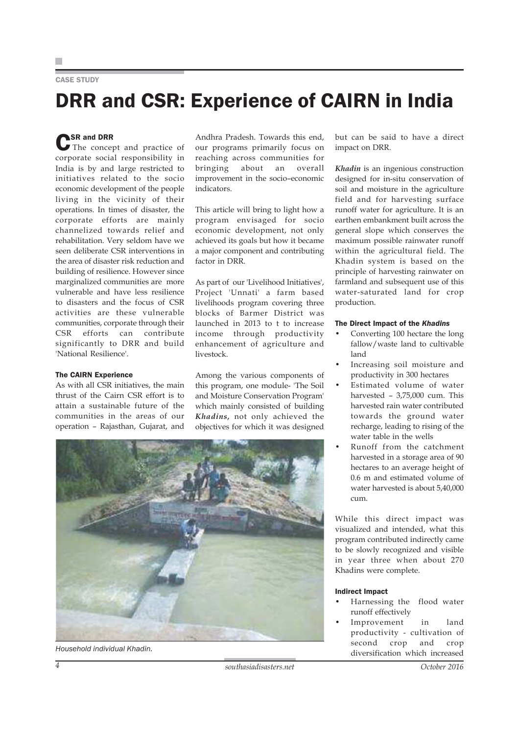CASE STUDY

# DRR and CSR: Experience of CAIRN in India

### CSR and DRR

The concept and practice of corporate social responsibility in India is by and large restricted to initiatives related to the socio economic development of the people living in the vicinity of their operations. In times of disaster, the corporate efforts are mainly channelized towards relief and rehabilitation. Very seldom have we seen deliberate CSR interventions in the area of disaster risk reduction and building of resilience. However since marginalized communities are more vulnerable and have less resilience to disasters and the focus of CSR activities are these vulnerable communities, corporate through their CSR efforts can contribute significantly to DRR and build 'National Resilience'.

### The CAIRN Experience

As with all CSR initiatives, the main thrust of the Cairn CSR effort is to attain a sustainable future of the communities in the areas of our operation – Rajasthan, Gujarat, and Andhra Pradesh. Towards this end, our programs primarily focus on reaching across communities for bringing about an overall improvement in the socio–economic indicators.

This article will bring to light how a program envisaged for socio economic development, not only achieved its goals but how it became a major component and contributing factor in DRR.

As part of our 'Livelihood Initiatives', Project 'Unnati' a farm based livelihoods program covering three blocks of Barmer District was launched in 2013 to t to increase income through productivity enhancement of agriculture and livestock.

Among the various components of this program, one module- 'The Soil and Moisture Conservation Program' which mainly consisted of building ***Khadins***, not only achieved the objectives for which it was designed but can be said to have a direct impact on DRR.

*Household individual Khadin.*

***Khadin*** is an ingenious construction designed for in-situ conservation of soil and moisture in the agriculture field and for harvesting surface runoff water for agriculture. It is an earthen embankment built across the general slope which conserves the maximum possible rainwater runoff within the agricultural field. The Khadin system is based on the principle of harvesting rainwater on farmland and subsequent use of this water-saturated land for crop production.

### The Direct Impact of the *Khadins*

- Converting 100 hectare the long fallow/waste land to cultivable land
- Increasing soil moisture and productivity in 300 hectares
- Estimated volume of water harvested – 3,75,000 cum. This harvested rain water contributed towards the ground water recharge, leading to rising of the water table in the wells
- Runoff from the catchment harvested in a storage area of 90 hectares to an average height of 0.6 m and estimated volume of water harvested is about 5,40,000 cum.

While this direct impact was visualized and intended, what this program contributed indirectly came to be slowly recognized and visible in year three when about 270 Khadins were complete.

### Indirect Impact

- Harnessing the flood water runoff effectively
- Improvement in land productivity - cultivation of second crop and crop diversification which increased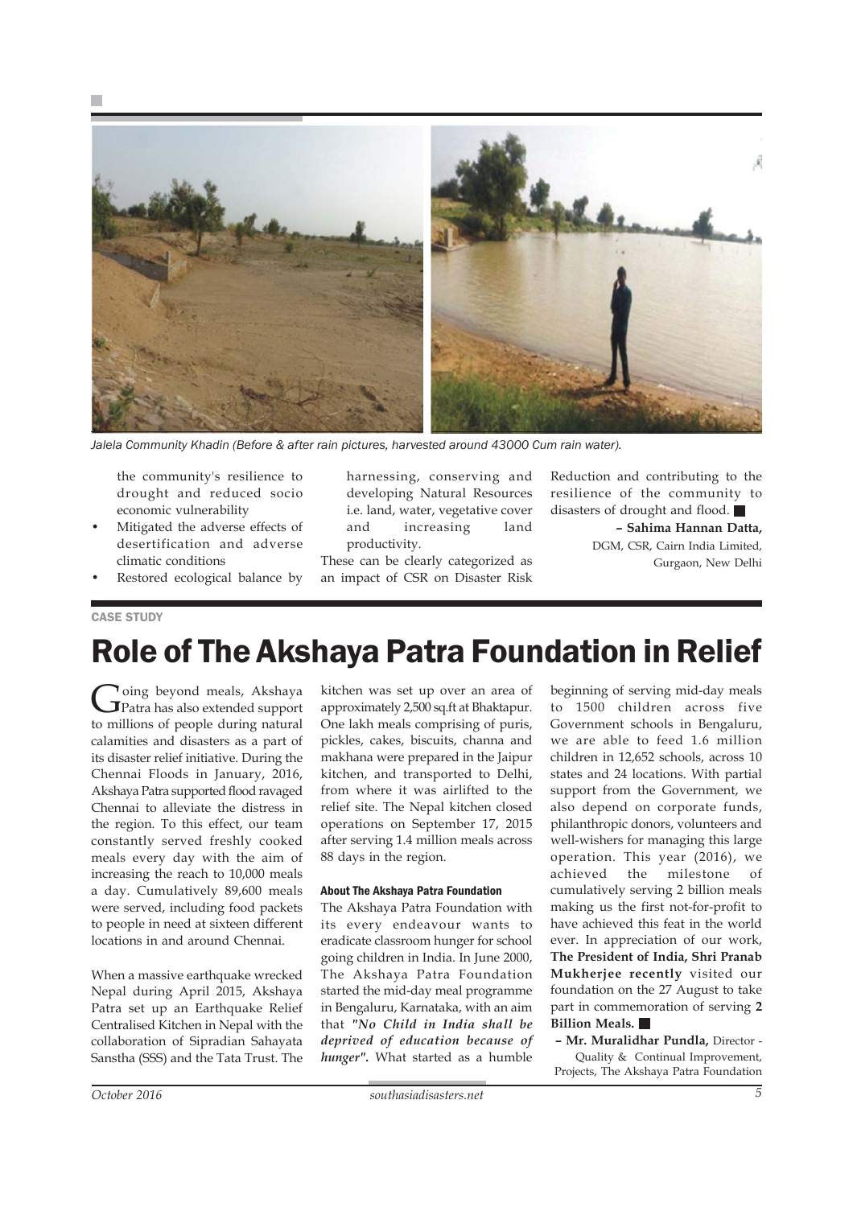*Jalela Community Khadin (Before & after rain pictures, harvested around 43000 Cum rain water).*

the community's resilience to drought and reduced socio economic vulnerability

- Mitigated the adverse effects of desertification and adverse climatic conditions
- Restored ecological balance by harnessing, conserving and developing Natural Resources i.e. land, water, vegetative cover and increasing land productivity.

These can be clearly categorized as an impact of CSR on Disaster Risk Reduction and contributing to the resilience of the community to disasters of drought and flood. ■

**– Sahima Hannan Datta,**
DGM, CSR, Cairn India Limited,
Gurgaon, New Delhi

CASE STUDY

# Role of The Akshaya Patra Foundation in Relief

Going beyond meals, Akshaya Patra has also extended support to millions of people during natural calamities and disasters as a part of its disaster relief initiative. During the Chennai Floods in January, 2016, Akshaya Patra supported flood ravaged Chennai to alleviate the distress in the region. To this effect, our team constantly served freshly cooked meals every day with the aim of increasing the reach to 10,000 meals a day. Cumulatively 89,600 meals were served, including food packets to people in need at sixteen different locations in and around Chennai.

When a massive earthquake wrecked Nepal during April 2015, Akshaya Patra set up an Earthquake Relief Centralised Kitchen in Nepal with the collaboration of Sipradian Sahayata Sanstha (SSS) and the Tata Trust. The kitchen was set up over an area of approximately 2,500 sq.ft at Bhaktapur. One lakh meals comprising of puris, pickles, cakes, biscuits, channa and makhana were prepared in the Jaipur kitchen, and transported to Delhi, from where it was airlifted to the relief site. The Nepal kitchen closed operations on September 17, 2015 after serving 1.4 million meals across 88 days in the region.

#### About The Akshaya Patra Foundation

The Akshaya Patra Foundation with its every endeavour wants to eradicate classroom hunger for school going children in India. In June 2000, The Akshaya Patra Foundation started the mid-day meal programme in Bengaluru, Karnataka, with an aim that ***"No Child in India shall be deprived of education because of hunger".*** What started as a humble beginning of serving mid-day meals to 1500 children across five Government schools in Bengaluru, we are able to feed 1.6 million children in 12,652 schools, across 10 states and 24 locations. With partial support from the Government, we also depend on corporate funds, philanthropic donors, volunteers and well-wishers for managing this large operation. This year (2016), we achieved the milestone of cumulatively serving 2 billion meals making us the first not-for-profit to have achieved this feat in the world ever. In appreciation of our work, **The President of India, Shri Pranab Mukherjee recently** visited our foundation on the 27 August to take part in commemoration of serving **2 Billion Meals.** ■

**– Mr. Muralidhar Pundla,** Director - Quality & Continual Improvement, Projects, The Akshaya Patra Foundation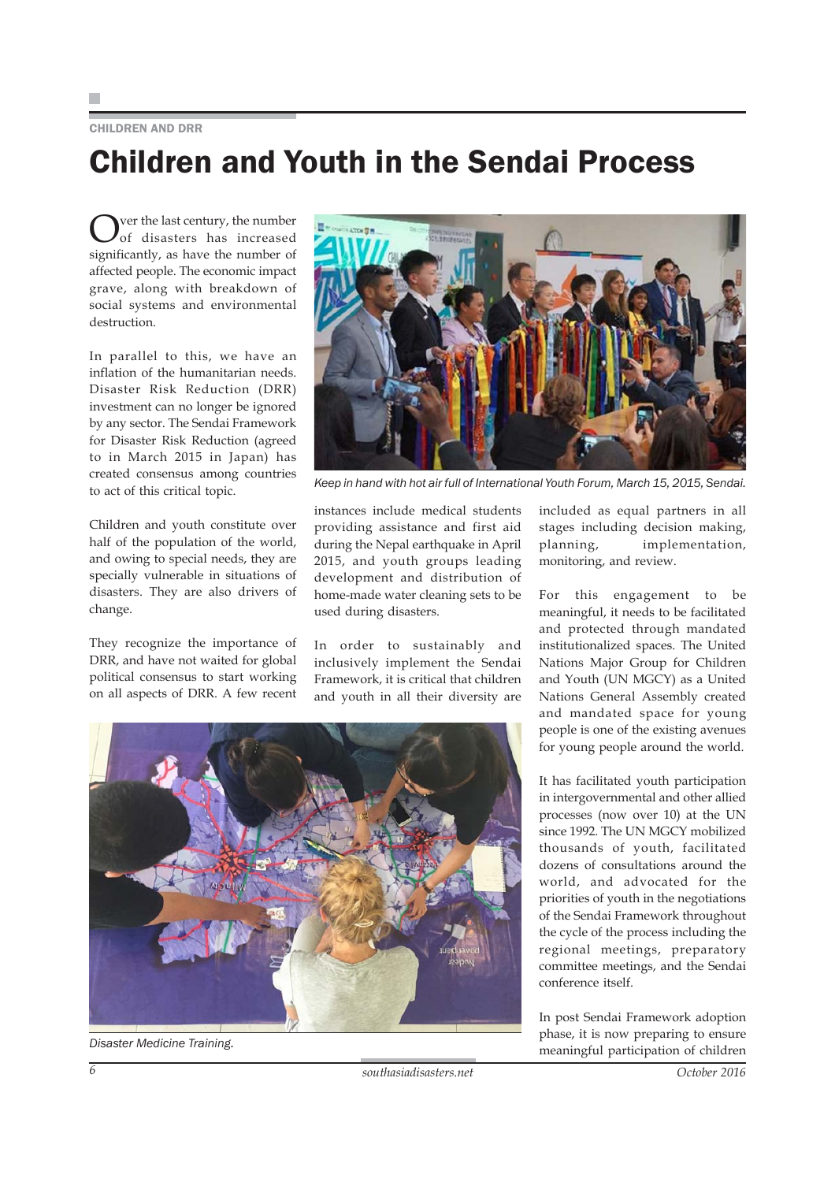CHILDREN AND DRR

# Children and Youth in the Sendai Process

Over the last century, the number of disasters has increased significantly, as have the number of affected people. The economic impact grave, along with breakdown of social systems and environmental destruction.

In parallel to this, we have an inflation of the humanitarian needs. Disaster Risk Reduction (DRR) investment can no longer be ignored by any sector. The Sendai Framework for Disaster Risk Reduction (agreed to in March 2015 in Japan) has created consensus among countries to act of this critical topic.

Children and youth constitute over half of the population of the world, and owing to special needs, they are specially vulnerable in situations of disasters. They are also drivers of change.

They recognize the importance of DRR, and have not waited for global political consensus to start working on all aspects of DRR. A few recent instances include medical students providing assistance and first aid during the Nepal earthquake in April 2015, and youth groups leading development and distribution of home-made water cleaning sets to be used during disasters.

*Keep in hand with hot air full of International Youth Forum, March 15, 2015, Sendai.*

In order to sustainably and inclusively implement the Sendai Framework, it is critical that children and youth in all their diversity are included as equal partners in all stages including decision making, planning, implementation, monitoring, and review.

For this engagement to be meaningful, it needs to be facilitated and protected through mandated institutionalized spaces. The United Nations Major Group for Children and Youth (UN MGCY) as a United Nations General Assembly created and mandated space for young people is one of the existing avenues for young people around the world.

It has facilitated youth participation in intergovernmental and other allied processes (now over 10) at the UN since 1992. The UN MGCY mobilized thousands of youth, facilitated dozens of consultations around the world, and advocated for the priorities of youth in the negotiations of the Sendai Framework throughout the cycle of the process including the regional meetings, preparatory committee meetings, and the Sendai conference itself.

*Disaster Medicine Training.*

In post Sendai Framework adoption phase, it is now preparing to ensure meaningful participation of children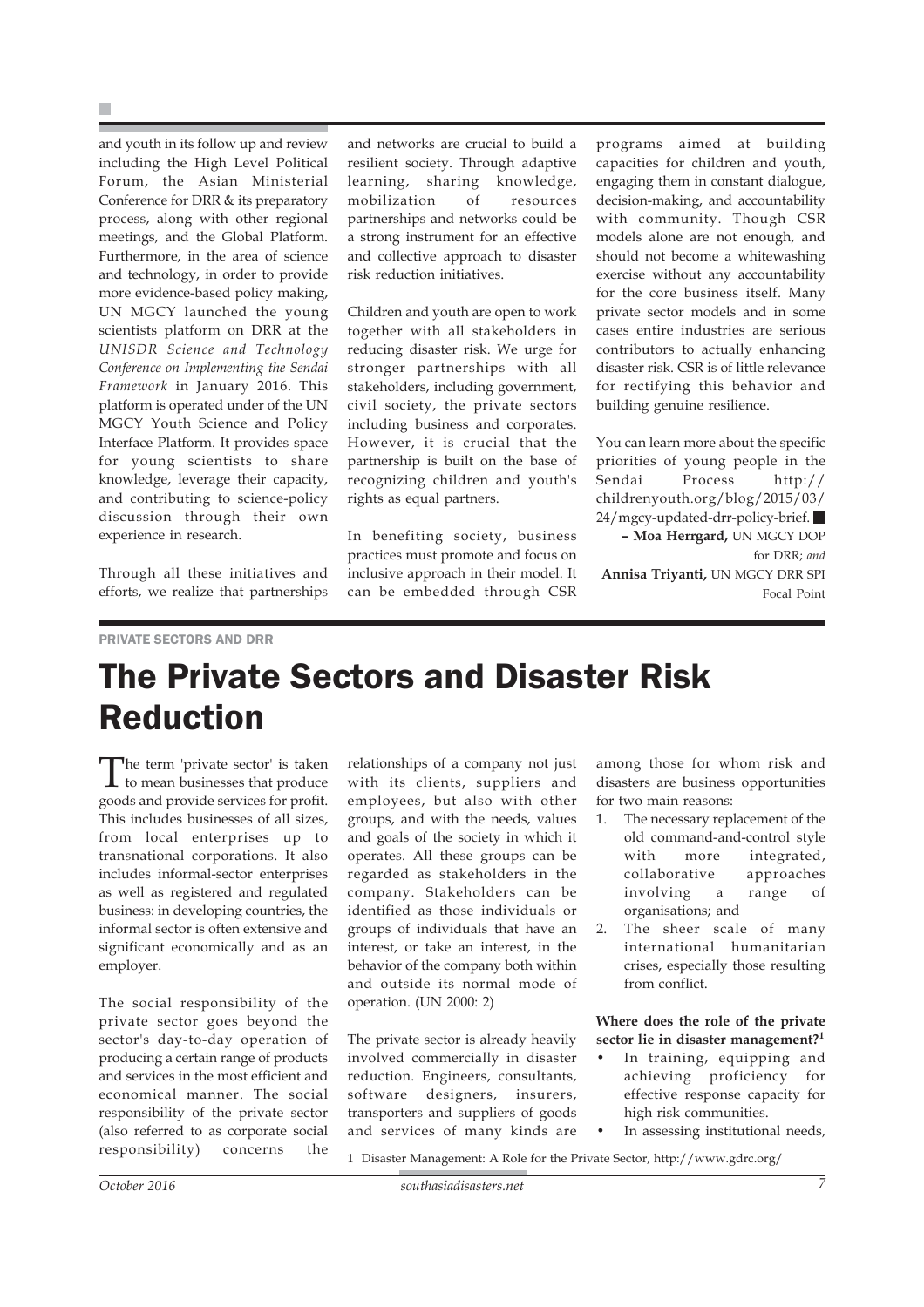and youth in its follow up and review including the High Level Political Forum, the Asian Ministerial Conference for DRR & its preparatory process, along with other regional meetings, and the Global Platform. Furthermore, in the area of science and technology, in order to provide more evidence-based policy making, UN MGCY launched the young scientists platform on DRR at the *UNISDR Science and Technology Conference on Implementing the Sendai Framework* in January 2016. This platform is operated under of the UN MGCY Youth Science and Policy Interface Platform. It provides space for young scientists to share knowledge, leverage their capacity, and contributing to science-policy discussion through their own experience in research.

Through all these initiatives and efforts, we realize that partnerships and networks are crucial to build a resilient society. Through adaptive learning, sharing knowledge, mobilization of resources partnerships and networks could be a strong instrument for an effective and collective approach to disaster risk reduction initiatives.

Children and youth are open to work together with all stakeholders in reducing disaster risk. We urge for stronger partnerships with all stakeholders, including government, civil society, the private sectors including business and corporates. However, it is crucial that the partnership is built on the base of recognizing children and youth's rights as equal partners.

In benefiting society, business practices must promote and focus on inclusive approach in their model. It can be embedded through CSR programs aimed at building capacities for children and youth, engaging them in constant dialogue, decision-making, and accountability with community. Though CSR models alone are not enough, and should not become a whitewashing exercise without any accountability for the core business itself. Many private sector models and in some cases entire industries are serious contributors to actually enhancing disaster risk. CSR is of little relevance for rectifying this behavior and building genuine resilience.

You can learn more about the specific priorities of young people in the Sendai Process http://childrenyouth.org/blog/2015/03/24/mgcy-updated-drr-policy-brief. ■

**– Moa Herrgard,** UN MGCY DOP for DRR; *and*
**Annisa Triyanti,** UN MGCY DRR SPI Focal Point

PRIVATE SECTORS AND DRR

# The Private Sectors and Disaster Risk Reduction

The term 'private sector' is taken to mean businesses that produce goods and provide services for profit. This includes businesses of all sizes, from local enterprises up to transnational corporations. It also includes informal-sector enterprises as well as registered and regulated business: in developing countries, the informal sector is often extensive and significant economically and as an employer.

The social responsibility of the private sector goes beyond the sector's day-to-day operation of producing a certain range of products and services in the most efficient and economical manner. The social responsibility of the private sector (also referred to as corporate social responsibility) concerns the relationships of a company not just with its clients, suppliers and employees, but also with other groups, and with the needs, values and goals of the society in which it operates. All these groups can be regarded as stakeholders in the company. Stakeholders can be identified as those individuals or groups of individuals that have an interest, or take an interest, in the behavior of the company both within and outside its normal mode of operation. (UN 2000: 2)

The private sector is already heavily involved commercially in disaster reduction. Engineers, consultants, software designers, insurers, transporters and suppliers of goods and services of many kinds are among those for whom risk and disasters are business opportunities for two main reasons:

1. The necessary replacement of the old command-and-control style with more integrated, collaborative approaches involving a range of organisations; and
2. The sheer scale of many international humanitarian crises, especially those resulting from conflict.

**Where does the role of the private sector lie in disaster management?[1]**

- In training, equipping and achieving proficiency for effective response capacity for high risk communities.
- In assessing institutional needs,

1 Disaster Management: A Role for the Private Sector, http://www.gdrc.org/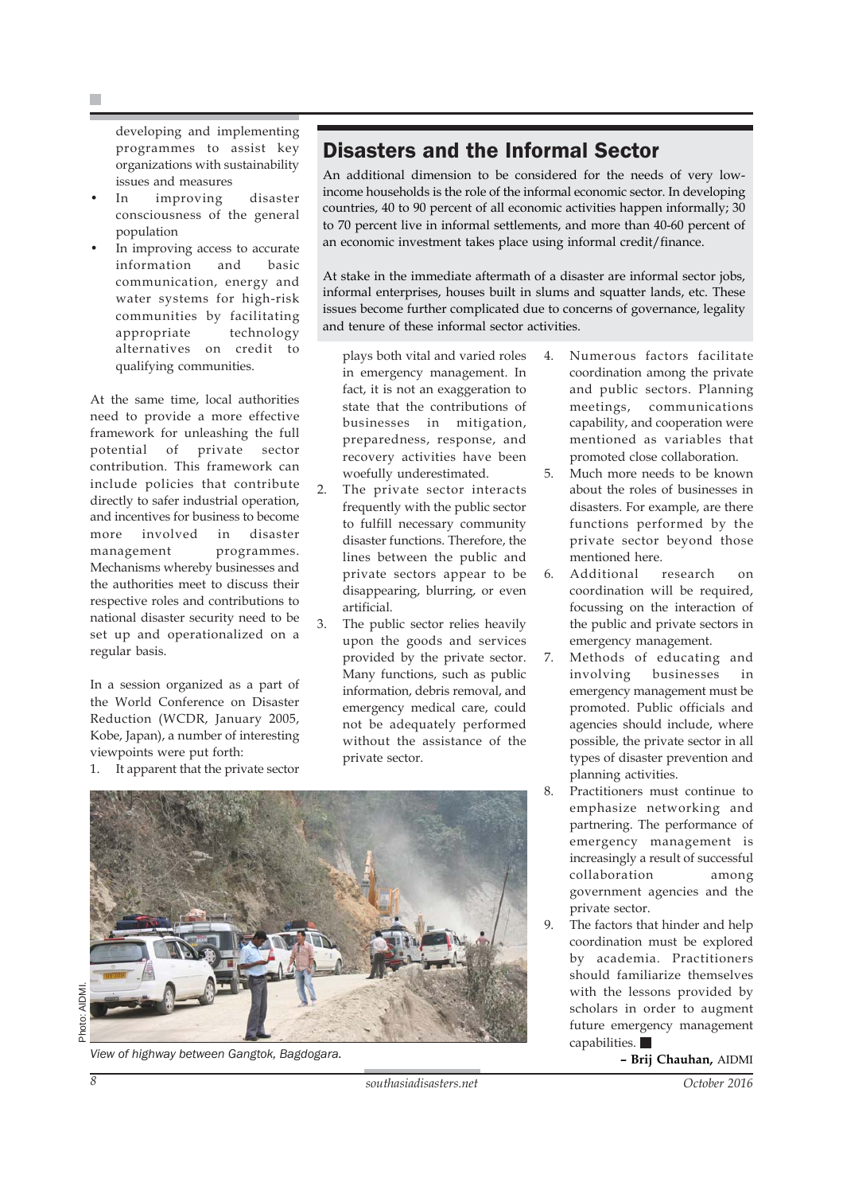developing and implementing programmes to assist key organizations with sustainability issues and measures

- In improving disaster consciousness of the general population
- In improving access to accurate information and basic communication, energy and water systems for high-risk communities by facilitating appropriate technology alternatives on credit to qualifying communities.

At the same time, local authorities need to provide a more effective framework for unleashing the full potential of private sector contribution. This framework can include policies that contribute directly to safer industrial operation, and incentives for business to become more involved in disaster management programmes. Mechanisms whereby businesses and the authorities meet to discuss their respective roles and contributions to national disaster security need to be set up and operationalized on a regular basis.

In a session organized as a part of the World Conference on Disaster Reduction (WCDR, January 2005, Kobe, Japan), a number of interesting viewpoints were put forth:

1. It apparent that the private sector plays both vital and varied roles in emergency management. In fact, it is not an exaggeration to state that the contributions of businesses in mitigation, preparedness, response, and recovery activities have been woefully underestimated.
2. The private sector interacts frequently with the public sector to fulfill necessary community disaster functions. Therefore, the lines between the public and private sectors appear to be disappearing, blurring, or even artificial.
3. The public sector relies heavily upon the goods and services provided by the private sector. Many functions, such as public information, debris removal, and emergency medical care, could not be adequately performed without the assistance of the private sector.
4. Numerous factors facilitate coordination among the private and public sectors. Planning meetings, communications capability, and cooperation were mentioned as variables that promoted close collaboration.
5. Much more needs to be known about the roles of businesses in disasters. For example, are there functions performed by the private sector beyond those mentioned here.
6. Additional research on coordination will be required, focussing on the interaction of the public and private sectors in emergency management.
7. Methods of educating and involving businesses in emergency management must be promoted. Public officials and agencies should include, where possible, the private sector in all types of disaster prevention and planning activities.
8. Practitioners must continue to emphasize networking and partnering. The performance of emergency management is increasingly a result of successful collaboration among government agencies and the private sector.
9. The factors that hinder and help coordination must be explored by academia. Practitioners should familiarize themselves with the lessons provided by scholars in order to augment future emergency management capabilities. ■

**– Brij Chauhan,** AIDMI

## Disasters and the Informal Sector

An additional dimension to be considered for the needs of very low-income households is the role of the informal economic sector. In developing countries, 40 to 90 percent of all economic activities happen informally; 30 to 70 percent live in informal settlements, and more than 40-60 percent of an economic investment takes place using informal credit/finance.

At stake in the immediate aftermath of a disaster are informal sector jobs, informal enterprises, houses built in slums and squatter lands, etc. These issues become further complicated due to concerns of governance, legality and tenure of these informal sector activities.

Photo: AIDMI.

*View of highway between Gangtok, Bagdogara.*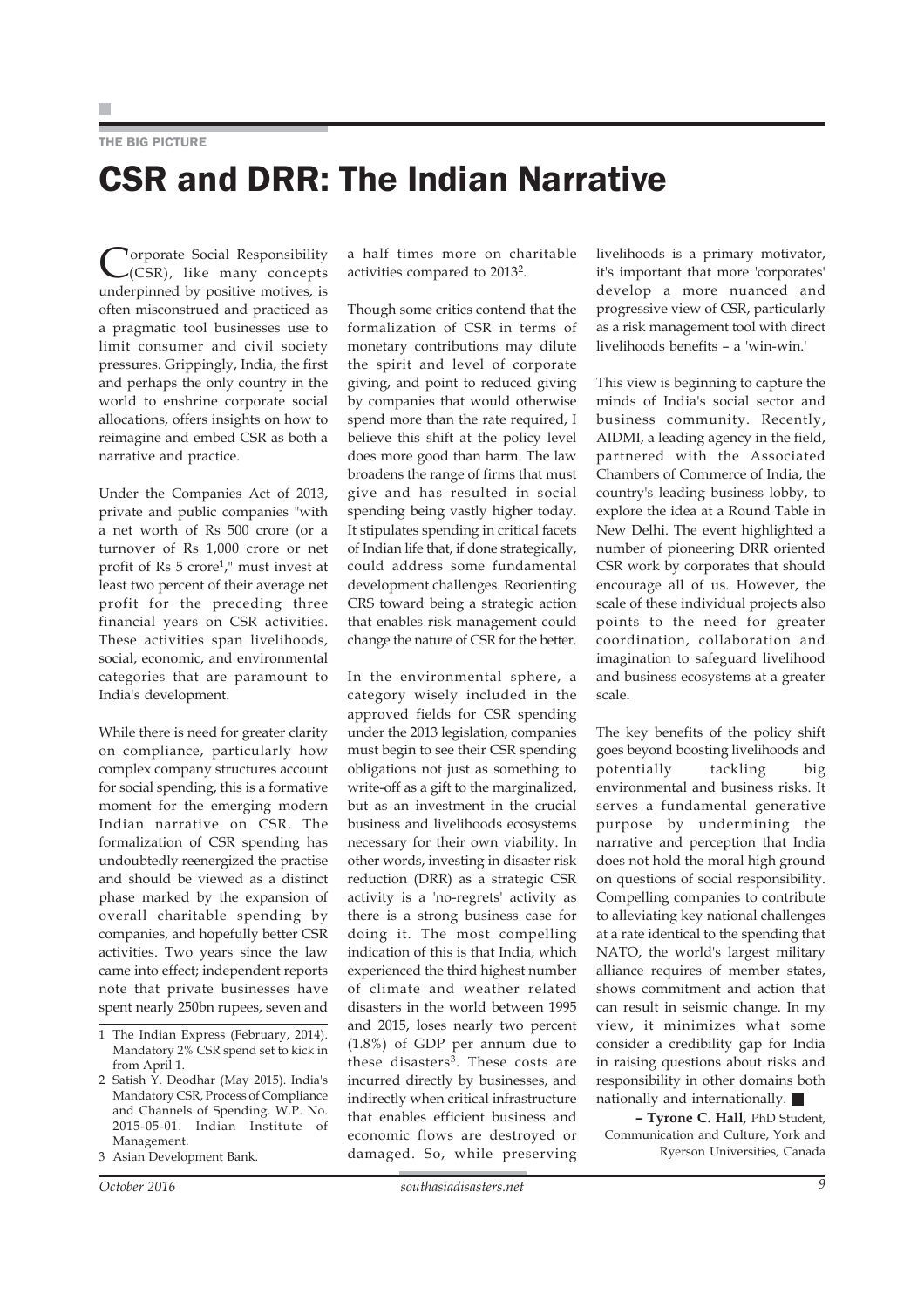THE BIG PICTURE

# CSR and DRR: The Indian Narrative

Corporate Social Responsibility (CSR), like many concepts underpinned by positive motives, is often misconstrued and practiced as a pragmatic tool businesses use to limit consumer and civil society pressures. Grippingly, India, the first and perhaps the only country in the world to enshrine corporate social allocations, offers insights on how to reimagine and embed CSR as both a narrative and practice.

Under the Companies Act of 2013, private and public companies "with a net worth of Rs 500 crore (or a turnover of Rs 1,000 crore or net profit of Rs 5 crore[1]," must invest at least two percent of their average net profit for the preceding three financial years on CSR activities. These activities span livelihoods, social, economic, and environmental categories that are paramount to India's development.

While there is need for greater clarity on compliance, particularly how complex company structures account for social spending, this is a formative moment for the emerging modern Indian narrative on CSR. The formalization of CSR spending has undoubtedly reenergized the practise and should be viewed as a distinct phase marked by the expansion of overall charitable spending by companies, and hopefully better CSR activities. Two years since the law came into effect; independent reports note that private businesses have spent nearly 250bn rupees, seven and a half times more on charitable activities compared to 2013[2].

Though some critics contend that the formalization of CSR in terms of monetary contributions may dilute the spirit and level of corporate giving, and point to reduced giving by companies that would otherwise spend more than the rate required, I believe this shift at the policy level does more good than harm. The law broadens the range of firms that must give and has resulted in social spending being vastly higher today. It stipulates spending in critical facets of Indian life that, if done strategically, could address some fundamental development challenges. Reorienting CRS toward being a strategic action that enables risk management could change the nature of CSR for the better.

In the environmental sphere, a category wisely included in the approved fields for CSR spending under the 2013 legislation, companies must begin to see their CSR spending obligations not just as something to write-off as a gift to the marginalized, but as an investment in the crucial business and livelihoods ecosystems necessary for their own viability. In other words, investing in disaster risk reduction (DRR) as a strategic CSR activity is a 'no-regrets' activity as there is a strong business case for doing it. The most compelling indication of this is that India, which experienced the third highest number of climate and weather related disasters in the world between 1995 and 2015, loses nearly two percent (1.8%) of GDP per annum due to these disasters[3]. These costs are incurred directly by businesses, and indirectly when critical infrastructure that enables efficient business and economic flows are destroyed or damaged. So, while preserving livelihoods is a primary motivator, it's important that more 'corporates' develop a more nuanced and progressive view of CSR, particularly as a risk management tool with direct livelihoods benefits – a 'win-win.'

This view is beginning to capture the minds of India's social sector and business community. Recently, AIDMI, a leading agency in the field, partnered with the Associated Chambers of Commerce of India, the country's leading business lobby, to explore the idea at a Round Table in New Delhi. The event highlighted a number of pioneering DRR oriented CSR work by corporates that should encourage all of us. However, the scale of these individual projects also points to the need for greater coordination, collaboration and imagination to safeguard livelihood and business ecosystems at a greater scale.

The key benefits of the policy shift goes beyond boosting livelihoods and potentially tackling big environmental and business risks. It serves a fundamental generative purpose by undermining the narrative and perception that India does not hold the moral high ground on questions of social responsibility. Compelling companies to contribute to alleviating key national challenges at a rate identical to the spending that NATO, the world's largest military alliance requires of member states, shows commitment and action that can result in seismic change. In my view, it minimizes what some consider a credibility gap for India in raising questions about risks and responsibility in other domains both nationally and internationally. ■

**– Tyrone C. Hall,** PhD Student, Communication and Culture, York and Ryerson Universities, Canada

---

1 The Indian Express (February, 2014). Mandatory 2% CSR spend set to kick in from April 1.

2 Satish Y. Deodhar (May 2015). India's Mandatory CSR, Process of Compliance and Channels of Spending. W.P. No. 2015-05-01. Indian Institute of Management.

3 Asian Development Bank.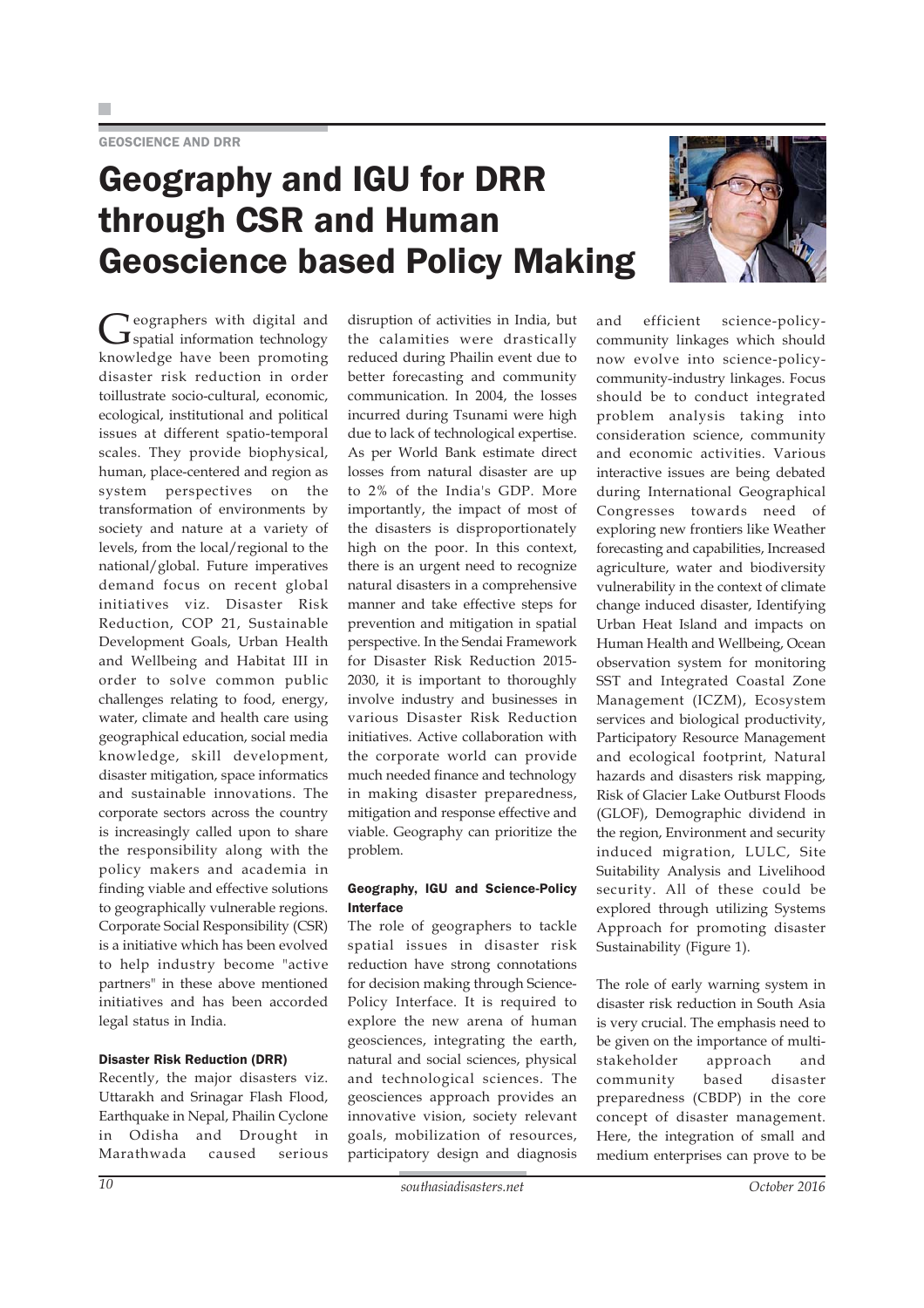GEOSCIENCE AND DRR

# Geography and IGU for DRR through CSR and Human Geoscience based Policy Making

Geographers with digital and spatial information technology knowledge have been promoting disaster risk reduction in order toillustrate socio-cultural, economic, ecological, institutional and political issues at different spatio-temporal scales. They provide biophysical, human, place-centered and region as system perspectives on the transformation of environments by society and nature at a variety of levels, from the local/regional to the national/global. Future imperatives demand focus on recent global initiatives viz. Disaster Risk Reduction, COP 21, Sustainable Development Goals, Urban Health and Wellbeing and Habitat III in order to solve common public challenges relating to food, energy, water, climate and health care using geographical education, social media knowledge, skill development, disaster mitigation, space informatics and sustainable innovations. The corporate sectors across the country is increasingly called upon to share the responsibility along with the policy makers and academia in finding viable and effective solutions to geographically vulnerable regions. Corporate Social Responsibility (CSR) is a initiative which has been evolved to help industry become "active partners" in these above mentioned initiatives and has been accorded legal status in India.

### Disaster Risk Reduction (DRR)

Recently, the major disasters viz. Uttarakh and Srinagar Flash Flood, Earthquake in Nepal, Phailin Cyclone in Odisha and Drought in Marathwada caused serious disruption of activities in India, but the calamities were drastically reduced during Phailin event due to better forecasting and community communication. In 2004, the losses incurred during Tsunami were high due to lack of technological expertise. As per World Bank estimate direct losses from natural disaster are up to 2% of the India's GDP. More importantly, the impact of most of the disasters is disproportionately high on the poor. In this context, there is an urgent need to recognize natural disasters in a comprehensive manner and take effective steps for prevention and mitigation in spatial perspective. In the Sendai Framework for Disaster Risk Reduction 2015-2030, it is important to thoroughly involve industry and businesses in various Disaster Risk Reduction initiatives. Active collaboration with the corporate world can provide much needed finance and technology in making disaster preparedness, mitigation and response effective and viable. Geography can prioritize the problem.

### Geography, IGU and Science-Policy Interface

The role of geographers to tackle spatial issues in disaster risk reduction have strong connotations for decision making through Science-Policy Interface. It is required to explore the new arena of human geosciences, integrating the earth, natural and social sciences, physical and technological sciences. The geosciences approach provides an innovative vision, society relevant goals, mobilization of resources, participatory design and diagnosis and efficient science-policy-community linkages which should now evolve into science-policy-community-industry linkages. Focus should be to conduct integrated problem analysis taking into consideration science, community and economic activities. Various interactive issues are being debated during International Geographical Congresses towards need of exploring new frontiers like Weather forecasting and capabilities, Increased agriculture, water and biodiversity vulnerability in the context of climate change induced disaster, Identifying Urban Heat Island and impacts on Human Health and Wellbeing, Ocean observation system for monitoring SST and Integrated Coastal Zone Management (ICZM), Ecosystem services and biological productivity, Participatory Resource Management and ecological footprint, Natural hazards and disasters risk mapping, Risk of Glacier Lake Outburst Floods (GLOF), Demographic dividend in the region, Environment and security induced migration, LULC, Site Suitability Analysis and Livelihood security. All of these could be explored through utilizing Systems Approach for promoting disaster Sustainability (Figure 1).

The role of early warning system in disaster risk reduction in South Asia is very crucial. The emphasis need to be given on the importance of multi-stakeholder approach and community based disaster preparedness (CBDP) in the core concept of disaster management. Here, the integration of small and medium enterprises can prove to be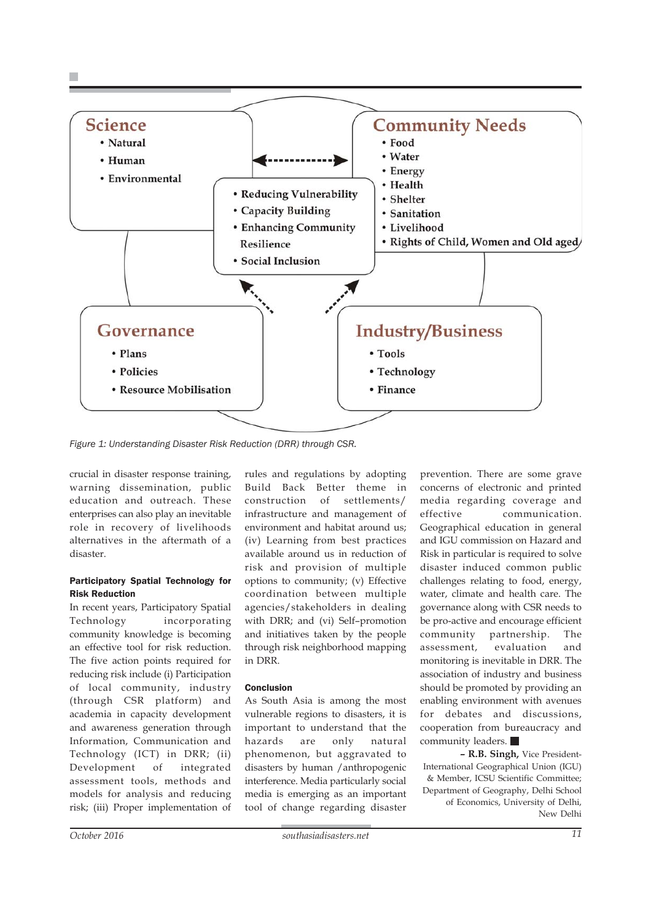**Science**
- Natural
- Human
- Environmental

**Community Needs**
- Food
- Water
- Energy
- Health
- Shelter
- Sanitation
- Livelihood
- Rights of Child, Women and Old aged

- Reducing Vulnerability
- Capacity Building
- Enhancing Community Resilience
- Social Inclusion

**Governance**
- Plans
- Policies
- Resource Mobilisation

**Industry/Business**
- Tools
- Technology
- Finance

*Figure 1: Understanding Disaster Risk Reduction (DRR) through CSR.*

crucial in disaster response training, warning dissemination, public education and outreach. These enterprises can also play an inevitable role in recovery of livelihoods alternatives in the aftermath of a disaster.

**Participatory Spatial Technology for Risk Reduction**

In recent years, Participatory Spatial Technology incorporating community knowledge is becoming an effective tool for risk reduction. The five action points required for reducing risk include (i) Participation of local community, industry (through CSR platform) and academia in capacity development and awareness generation through Information, Communication and Technology (ICT) in DRR; (ii) Development of integrated assessment tools, methods and models for analysis and reducing risk; (iii) Proper implementation of rules and regulations by adopting Build Back Better theme in construction of settlements/ infrastructure and management of environment and habitat around us; (iv) Learning from best practices available around us in reduction of risk and provision of multiple options to community; (v) Effective coordination between multiple agencies/stakeholders in dealing with DRR; and (vi) Self–promotion and initiatives taken by the people through risk neighborhood mapping in DRR.

**Conclusion**

As South Asia is among the most vulnerable regions to disasters, it is important to understand that the hazards are only natural phenomenon, but aggravated to disasters by human /anthropogenic interference. Media particularly social media is emerging as an important tool of change regarding disaster prevention. There are some grave concerns of electronic and printed media regarding coverage and effective communication. Geographical education in general and IGU commission on Hazard and Risk in particular is required to solve disaster induced common public challenges relating to food, energy, water, climate and health care. The governance along with CSR needs to be pro-active and encourage efficient community partnership. The assessment, evaluation and monitoring is inevitable in DRR. The association of industry and business should be promoted by providing an enabling environment with avenues for debates and discussions, cooperation from bureaucracy and community leaders. ■

**– R.B. Singh,** Vice President-International Geographical Union (IGU) & Member, ICSU Scientific Committee; Department of Geography, Delhi School of Economics, University of Delhi, New Delhi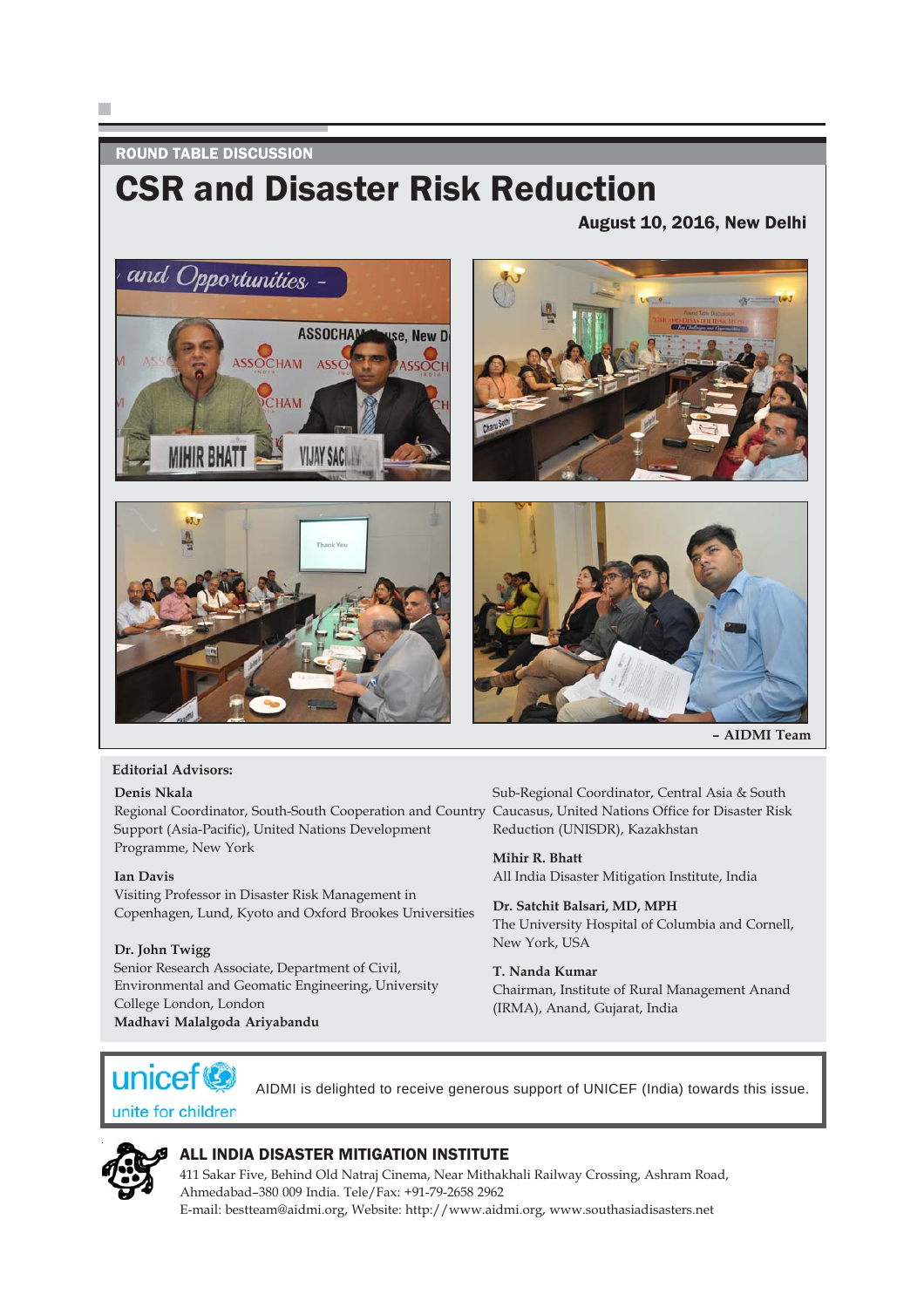ROUND TABLE DISCUSSION

# CSR and Disaster Risk Reduction

**August 10, 2016, New Delhi**

**– AIDMI Team**

**Editorial Advisors:**

**Denis Nkala**
Regional Coordinator, South-South Cooperation and Country Support (Asia-Pacific), United Nations Development Programme, New York

**Ian Davis**
Visiting Professor in Disaster Risk Management in Copenhagen, Lund, Kyoto and Oxford Brookes Universities

**Dr. John Twigg**
Senior Research Associate, Department of Civil, Environmental and Geomatic Engineering, University College London, London

**Madhavi Malalgoda Ariyabandu**
Sub-Regional Coordinator, Central Asia & South Caucasus, United Nations Office for Disaster Risk Reduction (UNISDR), Kazakhstan

**Mihir R. Bhatt**
All India Disaster Mitigation Institute, India

**Dr. Satchit Balsari, MD, MPH**
The University Hospital of Columbia and Cornell, New York, USA

**T. Nanda Kumar**
Chairman, Institute of Rural Management Anand (IRMA), Anand, Gujarat, India

unicef unite for children

AIDMI is delighted to receive generous support of UNICEF (India) towards this issue.

**ALL INDIA DISASTER MITIGATION INSTITUTE**
411 Sakar Five, Behind Old Natraj Cinema, Near Mithakhali Railway Crossing, Ashram Road, Ahmedabad–380 009 India. Tele/Fax: +91-79-2658 2962
E-mail: bestteam@aidmi.org, Website: http://www.aidmi.org, www.southasiadisasters.net